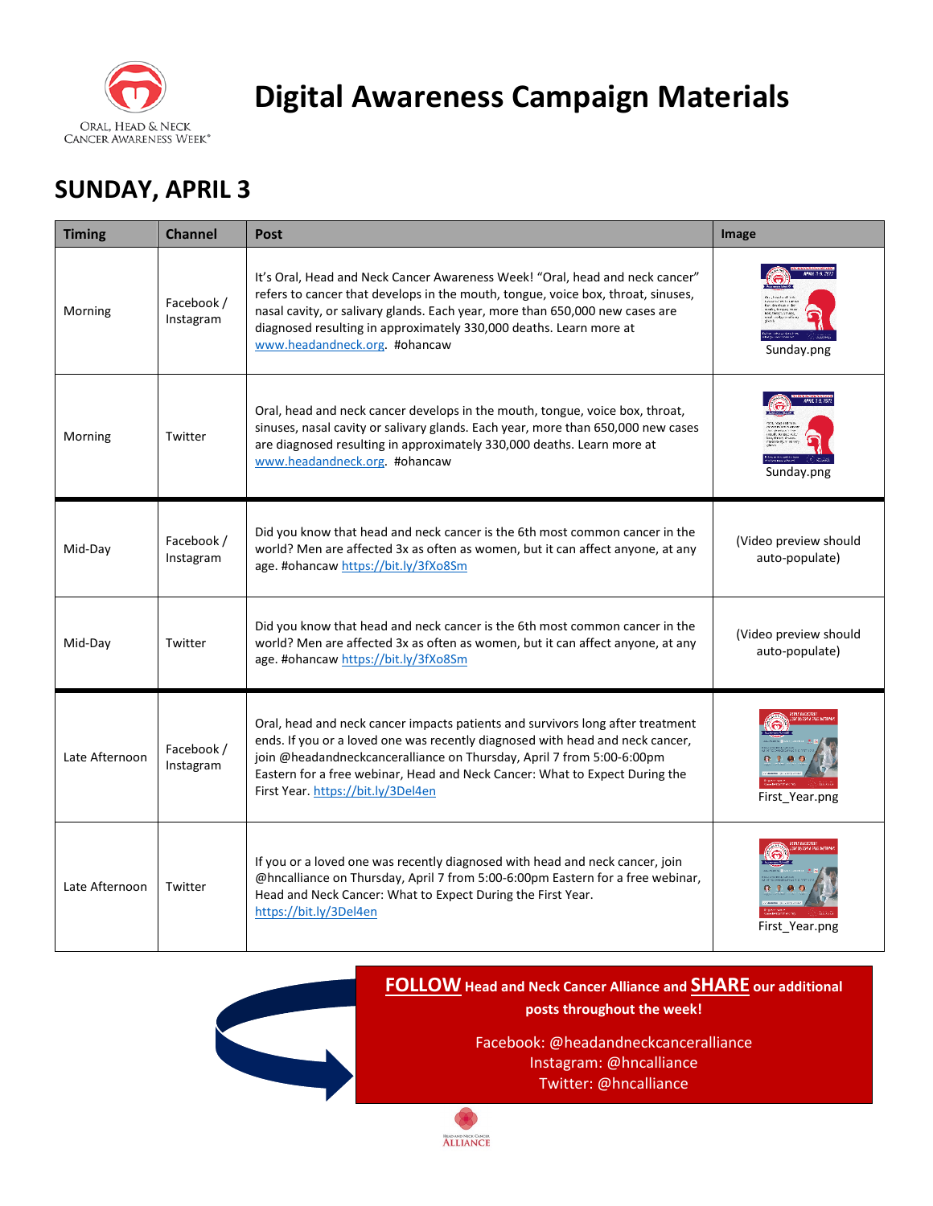# Digital Awareness Campaign Materials

Oral, Head & Neck Cancer Awareness Week®

## SUNDAY, APRIL 3

| Timing | Channel | Post | Image |
|---|---|---|---|
| Morning | Facebook / Instagram | It's Oral, Head and Neck Cancer Awareness Week! "Oral, head and neck cancer" refers to cancer that develops in the mouth, tongue, voice box, throat, sinuses, nasal cavity, or salivary glands. Each year, more than 650,000 new cases are diagnosed resulting in approximately 330,000 deaths. Learn more at www.headandneck.org. #ohancaw | Sunday.png |
| Morning | Twitter | Oral, head and neck cancer develops in the mouth, tongue, voice box, throat, sinuses, nasal cavity or salivary glands. Each year, more than 650,000 new cases are diagnosed resulting in approximately 330,000 deaths. Learn more at www.headandneck.org. #ohancaw | Sunday.png |
| Mid-Day | Facebook / Instagram | Did you know that head and neck cancer is the 6th most common cancer in the world? Men are affected 3x as often as women, but it can affect anyone, at any age. #ohancaw https://bit.ly/3fXo8Sm | (Video preview should auto-populate) |
| Mid-Day | Twitter | Did you know that head and neck cancer is the 6th most common cancer in the world? Men are affected 3x as often as women, but it can affect anyone, at any age. #ohancaw https://bit.ly/3fXo8Sm | (Video preview should auto-populate) |
| Late Afternoon | Facebook / Instagram | Oral, head and neck cancer impacts patients and survivors long after treatment ends. If you or a loved one was recently diagnosed with head and neck cancer, join @headandneckcanceralliance on Thursday, April 7 from 5:00-6:00pm Eastern for a free webinar, Head and Neck Cancer: What to Expect During the First Year. https://bit.ly/3Del4en | First_Year.png |
| Late Afternoon | Twitter | If you or a loved one was recently diagnosed with head and neck cancer, join @hncalliance on Thursday, April 7 from 5:00-6:00pm Eastern for a free webinar, Head and Neck Cancer: What to Expect During the First Year. https://bit.ly/3Del4en | First_Year.png |

**FOLLOW** Head and Neck Cancer Alliance and **SHARE** our additional posts throughout the week!

Facebook: @headandneckcanceralliance
Instagram: @hncalliance
Twitter: @hncalliance

Head and Neck Cancer Alliance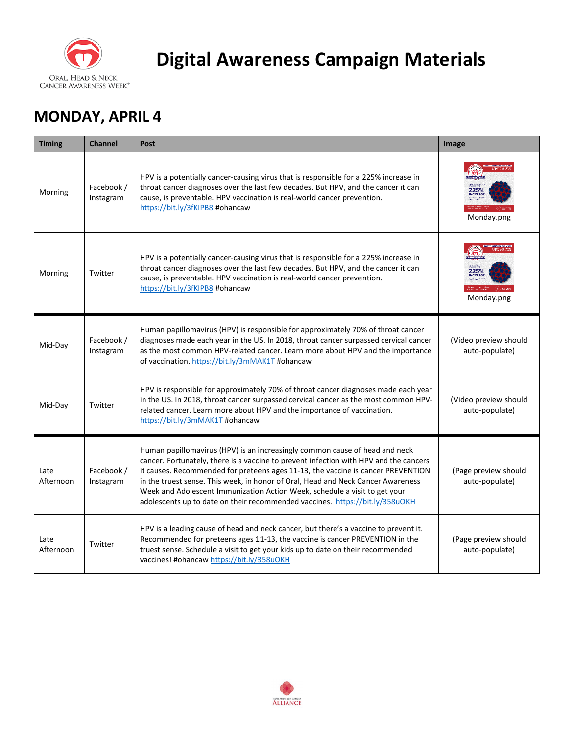# Digital Awareness Campaign Materials

## MONDAY, APRIL 4

| Timing | Channel | Post | Image |
|---|---|---|---|
| Morning | Facebook / Instagram | HPV is a potentially cancer-causing virus that is responsible for a 225% increase in throat cancer diagnoses over the last few decades. But HPV, and the cancer it can cause, is preventable. HPV vaccination is real-world cancer prevention. https://bit.ly/3fKIPB8 #ohancaw | Monday.png |
| Morning | Twitter | HPV is a potentially cancer-causing virus that is responsible for a 225% increase in throat cancer diagnoses over the last few decades. But HPV, and the cancer it can cause, is preventable. HPV vaccination is real-world cancer prevention. https://bit.ly/3fKIPB8 #ohancaw | Monday.png |
| Mid-Day | Facebook / Instagram | Human papillomavirus (HPV) is responsible for approximately 70% of throat cancer diagnoses made each year in the US. In 2018, throat cancer surpassed cervical cancer as the most common HPV-related cancer. Learn more about HPV and the importance of vaccination. https://bit.ly/3mMAK1T #ohancaw | (Video preview should auto-populate) |
| Mid-Day | Twitter | HPV is responsible for approximately 70% of throat cancer diagnoses made each year in the US. In 2018, throat cancer surpassed cervical cancer as the most common HPV-related cancer. Learn more about HPV and the importance of vaccination. https://bit.ly/3mMAK1T #ohancaw | (Video preview should auto-populate) |
| Late Afternoon | Facebook / Instagram | Human papillomavirus (HPV) is an increasingly common cause of head and neck cancer. Fortunately, there is a vaccine to prevent infection with HPV and the cancers it causes. Recommended for preteens ages 11-13, the vaccine is cancer PREVENTION in the truest sense. This week, in honor of Oral, Head and Neck Cancer Awareness Week and Adolescent Immunization Action Week, schedule a visit to get your adolescents up to date on their recommended vaccines. https://bit.ly/358uOKH | (Page preview should auto-populate) |
| Late Afternoon | Twitter | HPV is a leading cause of head and neck cancer, but there's a vaccine to prevent it. Recommended for preteens ages 11-13, the vaccine is cancer PREVENTION in the truest sense. Schedule a visit to get your kids up to date on their recommended vaccines! #ohancaw https://bit.ly/358uOKH | (Page preview should auto-populate) |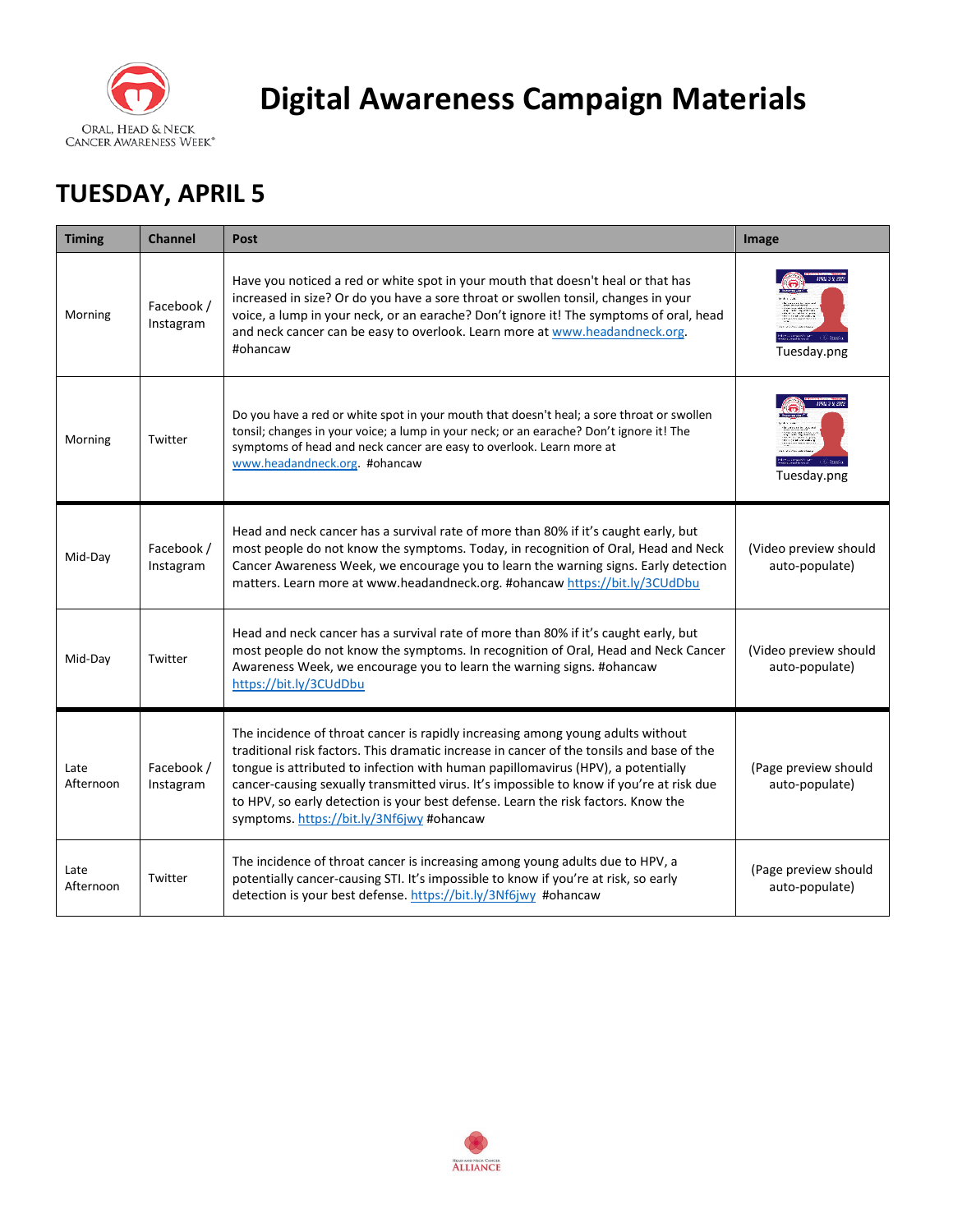# Digital Awareness Campaign Materials

## TUESDAY, APRIL 5

| Timing | Channel | Post | Image |
| --- | --- | --- | --- |
| Morning | Facebook / Instagram | Have you noticed a red or white spot in your mouth that doesn't heal or that has increased in size? Or do you have a sore throat or swollen tonsil, changes in your voice, a lump in your neck, or an earache? Don't ignore it! The symptoms of oral, head and neck cancer can be easy to overlook. Learn more at www.headandneck.org. #ohancaw | Tuesday.png |
| Morning | Twitter | Do you have a red or white spot in your mouth that doesn't heal; a sore throat or swollen tonsil; changes in your voice; a lump in your neck; or an earache? Don't ignore it! The symptoms of head and neck cancer are easy to overlook. Learn more at www.headandneck.org. #ohancaw | Tuesday.png |
| Mid-Day | Facebook / Instagram | Head and neck cancer has a survival rate of more than 80% if it's caught early, but most people do not know the symptoms. Today, in recognition of Oral, Head and Neck Cancer Awareness Week, we encourage you to learn the warning signs. Early detection matters. Learn more at www.headandneck.org. #ohancaw https://bit.ly/3CUdDbu | (Video preview should auto-populate) |
| Mid-Day | Twitter | Head and neck cancer has a survival rate of more than 80% if it's caught early, but most people do not know the symptoms. In recognition of Oral, Head and Neck Cancer Awareness Week, we encourage you to learn the warning signs. #ohancaw https://bit.ly/3CUdDbu | (Video preview should auto-populate) |
| Late Afternoon | Facebook / Instagram | The incidence of throat cancer is rapidly increasing among young adults without traditional risk factors. This dramatic increase in cancer of the tonsils and base of the tongue is attributed to infection with human papillomavirus (HPV), a potentially cancer-causing sexually transmitted virus. It's impossible to know if you're at risk due to HPV, so early detection is your best defense. Learn the risk factors. Know the symptoms. https://bit.ly/3Nf6jwy #ohancaw | (Page preview should auto-populate) |
| Late Afternoon | Twitter | The incidence of throat cancer is increasing among young adults due to HPV, a potentially cancer-causing STI. It's impossible to know if you're at risk, so early detection is your best defense. https://bit.ly/3Nf6jwy #ohancaw | (Page preview should auto-populate) |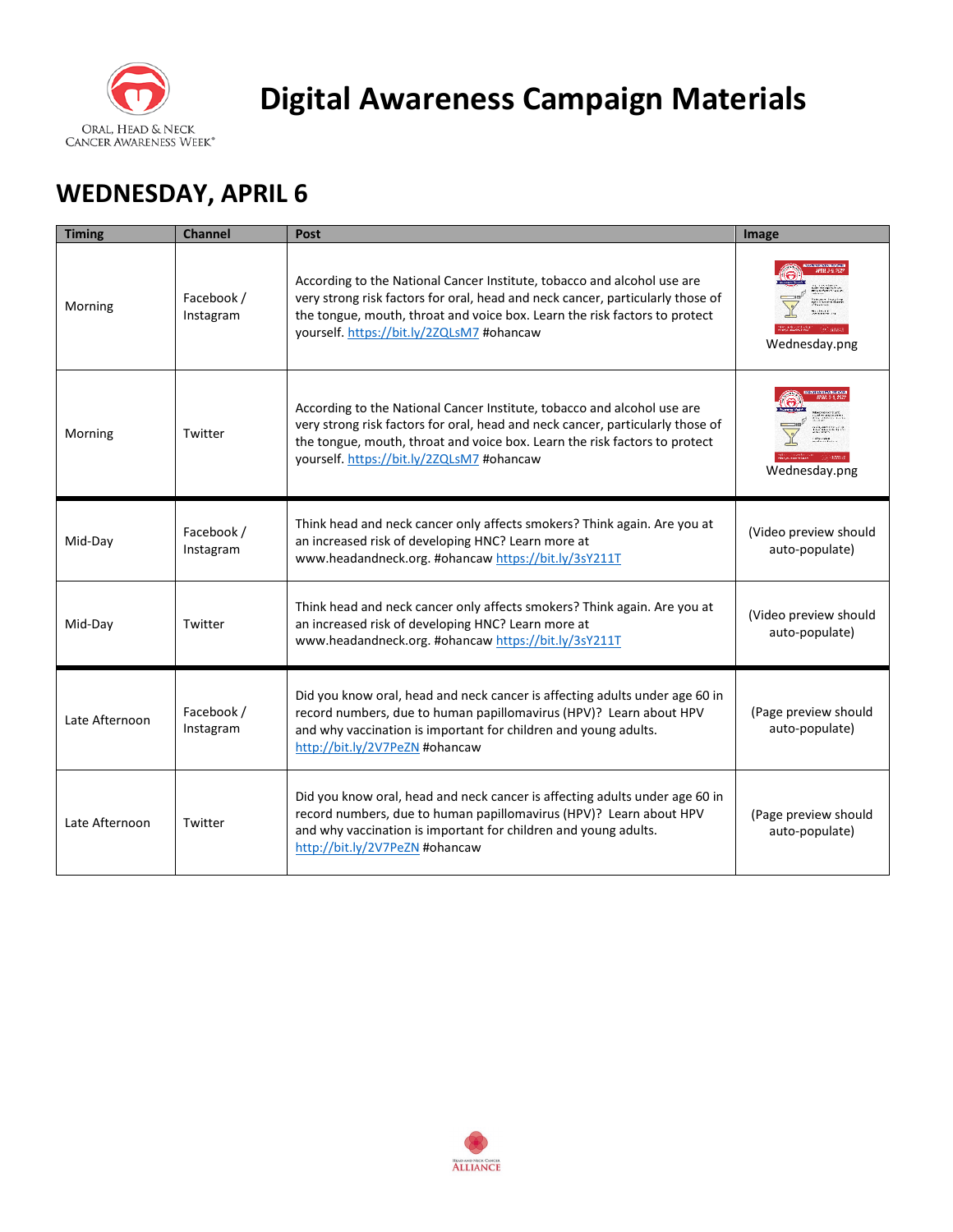# Digital Awareness Campaign Materials

## WEDNESDAY, APRIL 6

| Timing | Channel | Post | Image |
|---|---|---|---|
| Morning | Facebook / Instagram | According to the National Cancer Institute, tobacco and alcohol use are very strong risk factors for oral, head and neck cancer, particularly those of the tongue, mouth, throat and voice box. Learn the risk factors to protect yourself. https://bit.ly/2ZQLsM7 #ohancaw | Wednesday.png |
| Morning | Twitter | According to the National Cancer Institute, tobacco and alcohol use are very strong risk factors for oral, head and neck cancer, particularly those of the tongue, mouth, throat and voice box. Learn the risk factors to protect yourself. https://bit.ly/2ZQLsM7 #ohancaw | Wednesday.png |
| Mid-Day | Facebook / Instagram | Think head and neck cancer only affects smokers? Think again. Are you at an increased risk of developing HNC? Learn more at www.headandneck.org. #ohancaw https://bit.ly/3sY211T | (Video preview should auto-populate) |
| Mid-Day | Twitter | Think head and neck cancer only affects smokers? Think again. Are you at an increased risk of developing HNC? Learn more at www.headandneck.org. #ohancaw https://bit.ly/3sY211T | (Video preview should auto-populate) |
| Late Afternoon | Facebook / Instagram | Did you know oral, head and neck cancer is affecting adults under age 60 in record numbers, due to human papillomavirus (HPV)? Learn about HPV and why vaccination is important for children and young adults. http://bit.ly/2V7PeZN #ohancaw | (Page preview should auto-populate) |
| Late Afternoon | Twitter | Did you know oral, head and neck cancer is affecting adults under age 60 in record numbers, due to human papillomavirus (HPV)? Learn about HPV and why vaccination is important for children and young adults. http://bit.ly/2V7PeZN #ohancaw | (Page preview should auto-populate) |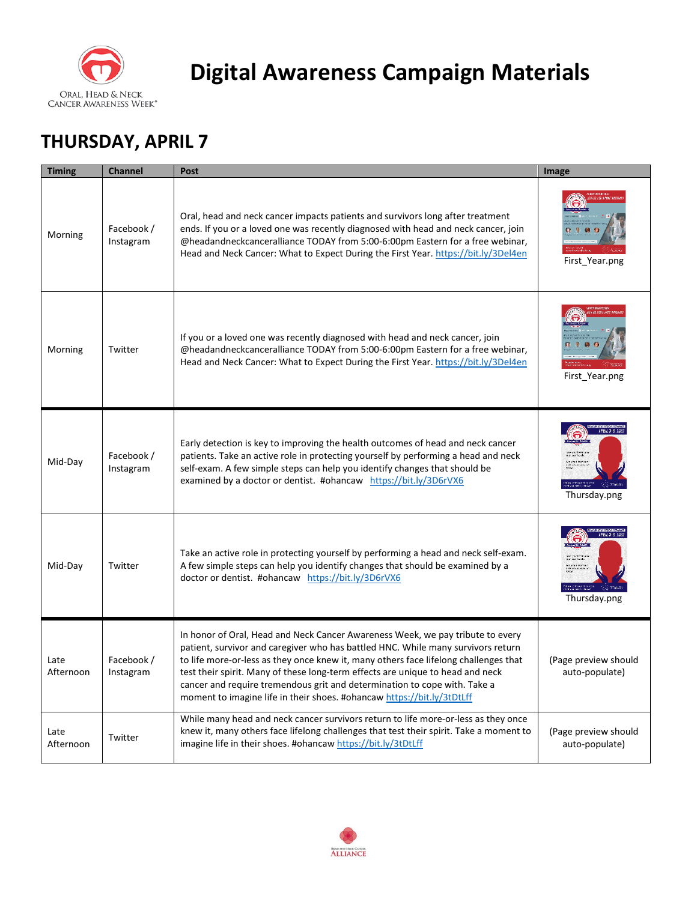# Digital Awareness Campaign Materials

ORAL, HEAD & NECK CANCER AWARENESS WEEK®

## THURSDAY, APRIL 7

| Timing | Channel | Post | Image |
|---|---|---|---|
| Morning | Facebook / Instagram | Oral, head and neck cancer impacts patients and survivors long after treatment ends. If you or a loved one was recently diagnosed with head and neck cancer, join @headandneckcanceralliance TODAY from 5:00-6:00pm Eastern for a free webinar, Head and Neck Cancer: What to Expect During the First Year. https://bit.ly/3Del4en | First_Year.png |
| Morning | Twitter | If you or a loved one was recently diagnosed with head and neck cancer, join @headandneckcanceralliance TODAY from 5:00-6:00pm Eastern for a free webinar, Head and Neck Cancer: What to Expect During the First Year. https://bit.ly/3Del4en | First_Year.png |
| Mid-Day | Facebook / Instagram | Early detection is key to improving the health outcomes of head and neck cancer patients. Take an active role in protecting yourself by performing a head and neck self-exam. A few simple steps can help you identify changes that should be examined by a doctor or dentist. #ohancaw https://bit.ly/3D6rVX6 | Thursday.png |
| Mid-Day | Twitter | Take an active role in protecting yourself by performing a head and neck self-exam. A few simple steps can help you identify changes that should be examined by a doctor or dentist. #ohancaw https://bit.ly/3D6rVX6 | Thursday.png |
| Late Afternoon | Facebook / Instagram | In honor of Oral, Head and Neck Cancer Awareness Week, we pay tribute to every patient, survivor and caregiver who has battled HNC. While many survivors return to life more-or-less as they once knew it, many others face lifelong challenges that test their spirit. Many of these long-term effects are unique to head and neck cancer and require tremendous grit and determination to cope with. Take a moment to imagine life in their shoes. #ohancaw https://bit.ly/3tDtLff | (Page preview should auto-populate) |
| Late Afternoon | Twitter | While many head and neck cancer survivors return to life more-or-less as they once knew it, many others face lifelong challenges that test their spirit. Take a moment to imagine life in their shoes. #ohancaw https://bit.ly/3tDtLff | (Page preview should auto-populate) |

HEAD AND NECK CANCER ALLIANCE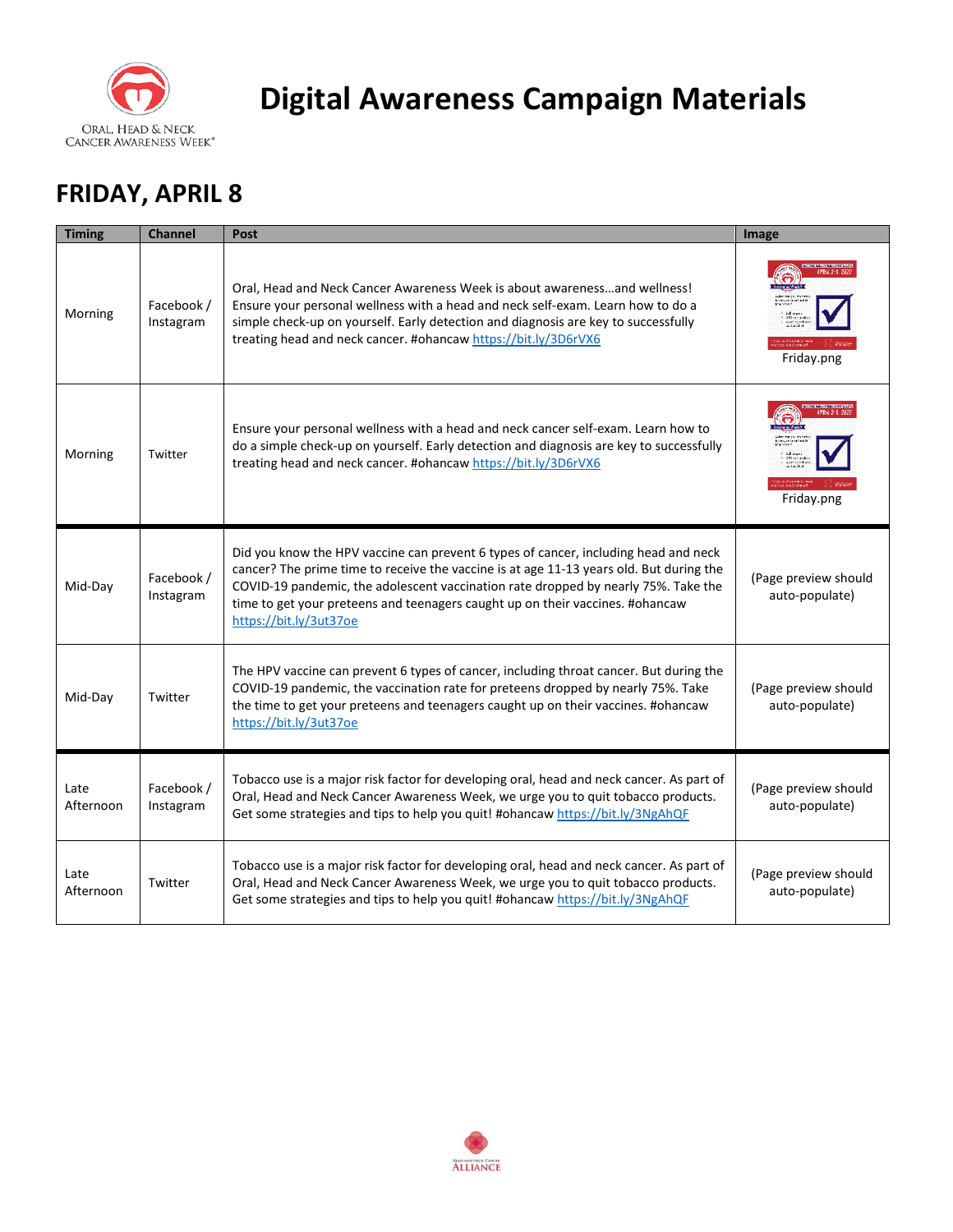# Digital Awareness Campaign Materials

## FRIDAY, APRIL 8

| Timing | Channel | Post | Image |
|---|---|---|---|
| Morning | Facebook / Instagram | Oral, Head and Neck Cancer Awareness Week is about awareness…and wellness! Ensure your personal wellness with a head and neck self-exam. Learn how to do a simple check-up on yourself. Early detection and diagnosis are key to successfully treating head and neck cancer. #ohancaw https://bit.ly/3D6rVX6 | Friday.png |
| Morning | Twitter | Ensure your personal wellness with a head and neck cancer self-exam. Learn how to do a simple check-up on yourself. Early detection and diagnosis are key to successfully treating head and neck cancer. #ohancaw https://bit.ly/3D6rVX6 | Friday.png |
| Mid-Day | Facebook / Instagram | Did you know the HPV vaccine can prevent 6 types of cancer, including head and neck cancer? The prime time to receive the vaccine is at age 11-13 years old. But during the COVID-19 pandemic, the adolescent vaccination rate dropped by nearly 75%. Take the time to get your preteens and teenagers caught up on their vaccines. #ohancaw https://bit.ly/3ut37oe | (Page preview should auto-populate) |
| Mid-Day | Twitter | The HPV vaccine can prevent 6 types of cancer, including throat cancer. But during the COVID-19 pandemic, the vaccination rate for preteens dropped by nearly 75%. Take the time to get your preteens and teenagers caught up on their vaccines. #ohancaw https://bit.ly/3ut37oe | (Page preview should auto-populate) |
| Late Afternoon | Facebook / Instagram | Tobacco use is a major risk factor for developing oral, head and neck cancer. As part of Oral, Head and Neck Cancer Awareness Week, we urge you to quit tobacco products. Get some strategies and tips to help you quit! #ohancaw https://bit.ly/3NgAhQF | (Page preview should auto-populate) |
| Late Afternoon | Twitter | Tobacco use is a major risk factor for developing oral, head and neck cancer. As part of Oral, Head and Neck Cancer Awareness Week, we urge you to quit tobacco products. Get some strategies and tips to help you quit! #ohancaw https://bit.ly/3NgAhQF | (Page preview should auto-populate) |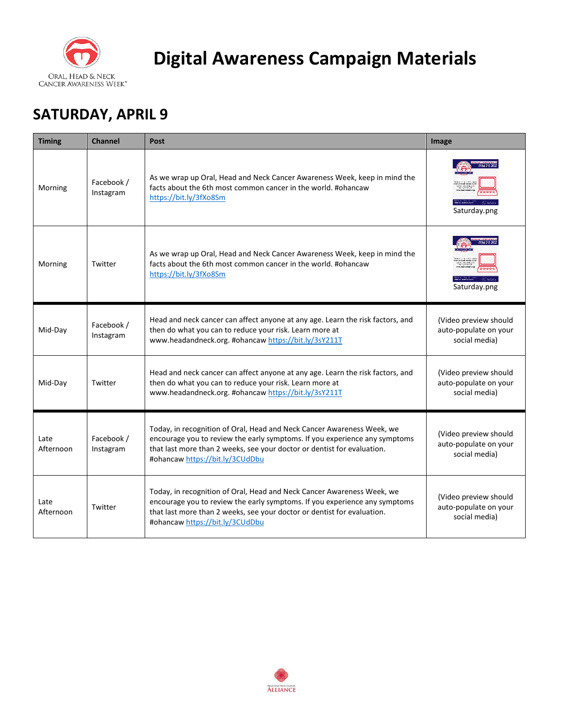# Digital Awareness Campaign Materials

## SATURDAY, APRIL 9

| Timing | Channel | Post | Image |
|---|---|---|---|
| Morning | Facebook / Instagram | As we wrap up Oral, Head and Neck Cancer Awareness Week, keep in mind the facts about the 6th most common cancer in the world. #ohancaw https://bit.ly/3fXo8Sm | Saturday.png |
| Morning | Twitter | As we wrap up Oral, Head and Neck Cancer Awareness Week, keep in mind the facts about the 6th most common cancer in the world. #ohancaw https://bit.ly/3fXo8Sm | Saturday.png |
| Mid-Day | Facebook / Instagram | Head and neck cancer can affect anyone at any age. Learn the risk factors, and then do what you can to reduce your risk. Learn more at www.headandneck.org. #ohancaw https://bit.ly/3sY211T | (Video preview should auto-populate on your social media) |
| Mid-Day | Twitter | Head and neck cancer can affect anyone at any age. Learn the risk factors, and then do what you can to reduce your risk. Learn more at www.headandneck.org. #ohancaw https://bit.ly/3sY211T | (Video preview should auto-populate on your social media) |
| Late Afternoon | Facebook / Instagram | Today, in recognition of Oral, Head and Neck Cancer Awareness Week, we encourage you to review the early symptoms. If you experience any symptoms that last more than 2 weeks, see your doctor or dentist for evaluation. #ohancaw https://bit.ly/3CUdDbu | (Video preview should auto-populate on your social media) |
| Late Afternoon | Twitter | Today, in recognition of Oral, Head and Neck Cancer Awareness Week, we encourage you to review the early symptoms. If you experience any symptoms that last more than 2 weeks, see your doctor or dentist for evaluation. #ohancaw https://bit.ly/3CUdDbu | (Video preview should auto-populate on your social media) |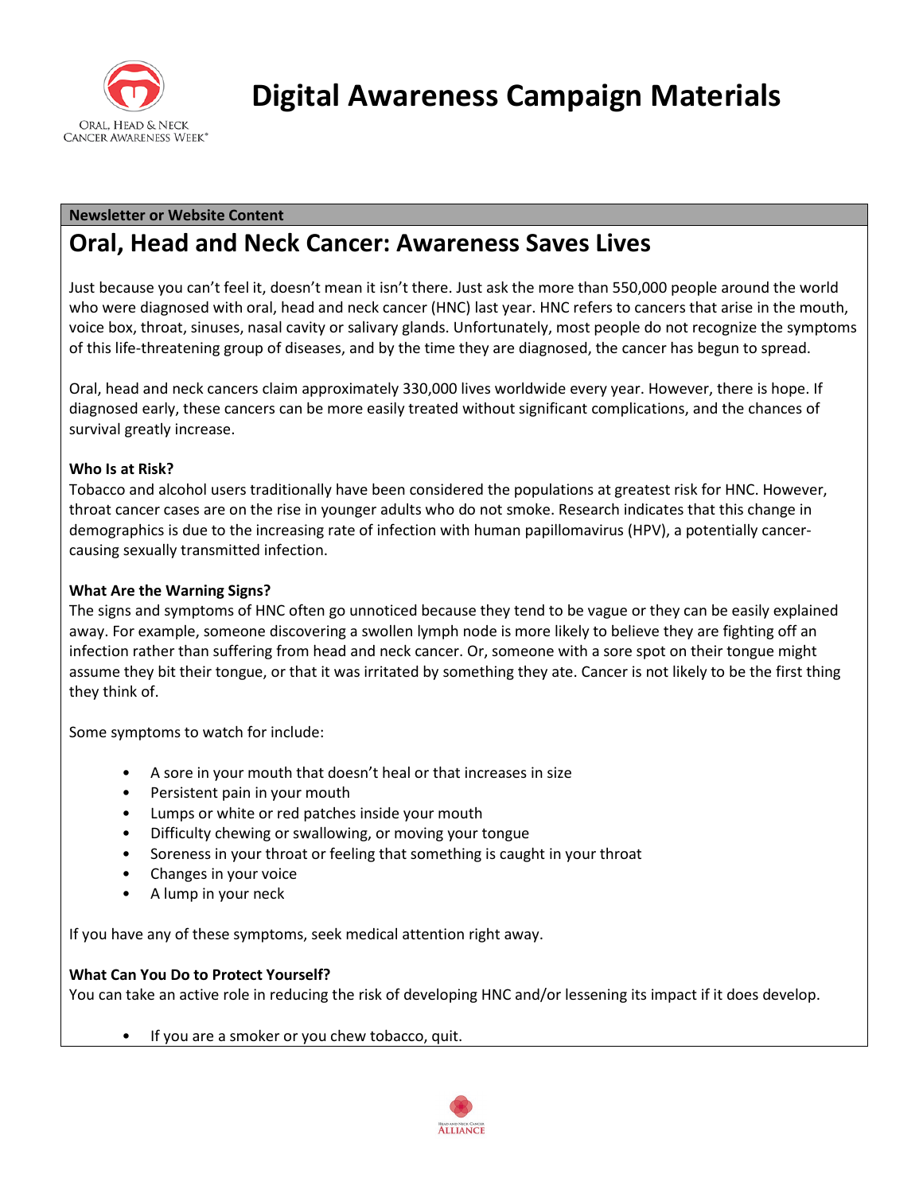# Digital Awareness Campaign Materials

**Newsletter or Website Content**

## Oral, Head and Neck Cancer: Awareness Saves Lives

Just because you can't feel it, doesn't mean it isn't there. Just ask the more than 550,000 people around the world who were diagnosed with oral, head and neck cancer (HNC) last year. HNC refers to cancers that arise in the mouth, voice box, throat, sinuses, nasal cavity or salivary glands. Unfortunately, most people do not recognize the symptoms of this life-threatening group of diseases, and by the time they are diagnosed, the cancer has begun to spread.

Oral, head and neck cancers claim approximately 330,000 lives worldwide every year. However, there is hope. If diagnosed early, these cancers can be more easily treated without significant complications, and the chances of survival greatly increase.

**Who Is at Risk?**

Tobacco and alcohol users traditionally have been considered the populations at greatest risk for HNC. However, throat cancer cases are on the rise in younger adults who do not smoke. Research indicates that this change in demographics is due to the increasing rate of infection with human papillomavirus (HPV), a potentially cancer-causing sexually transmitted infection.

**What Are the Warning Signs?**

The signs and symptoms of HNC often go unnoticed because they tend to be vague or they can be easily explained away. For example, someone discovering a swollen lymph node is more likely to believe they are fighting off an infection rather than suffering from head and neck cancer. Or, someone with a sore spot on their tongue might assume they bit their tongue, or that it was irritated by something they ate. Cancer is not likely to be the first thing they think of.

Some symptoms to watch for include:

- A sore in your mouth that doesn't heal or that increases in size
- Persistent pain in your mouth
- Lumps or white or red patches inside your mouth
- Difficulty chewing or swallowing, or moving your tongue
- Soreness in your throat or feeling that something is caught in your throat
- Changes in your voice
- A lump in your neck

If you have any of these symptoms, seek medical attention right away.

**What Can You Do to Protect Yourself?**

You can take an active role in reducing the risk of developing HNC and/or lessening its impact if it does develop.

- If you are a smoker or you chew tobacco, quit.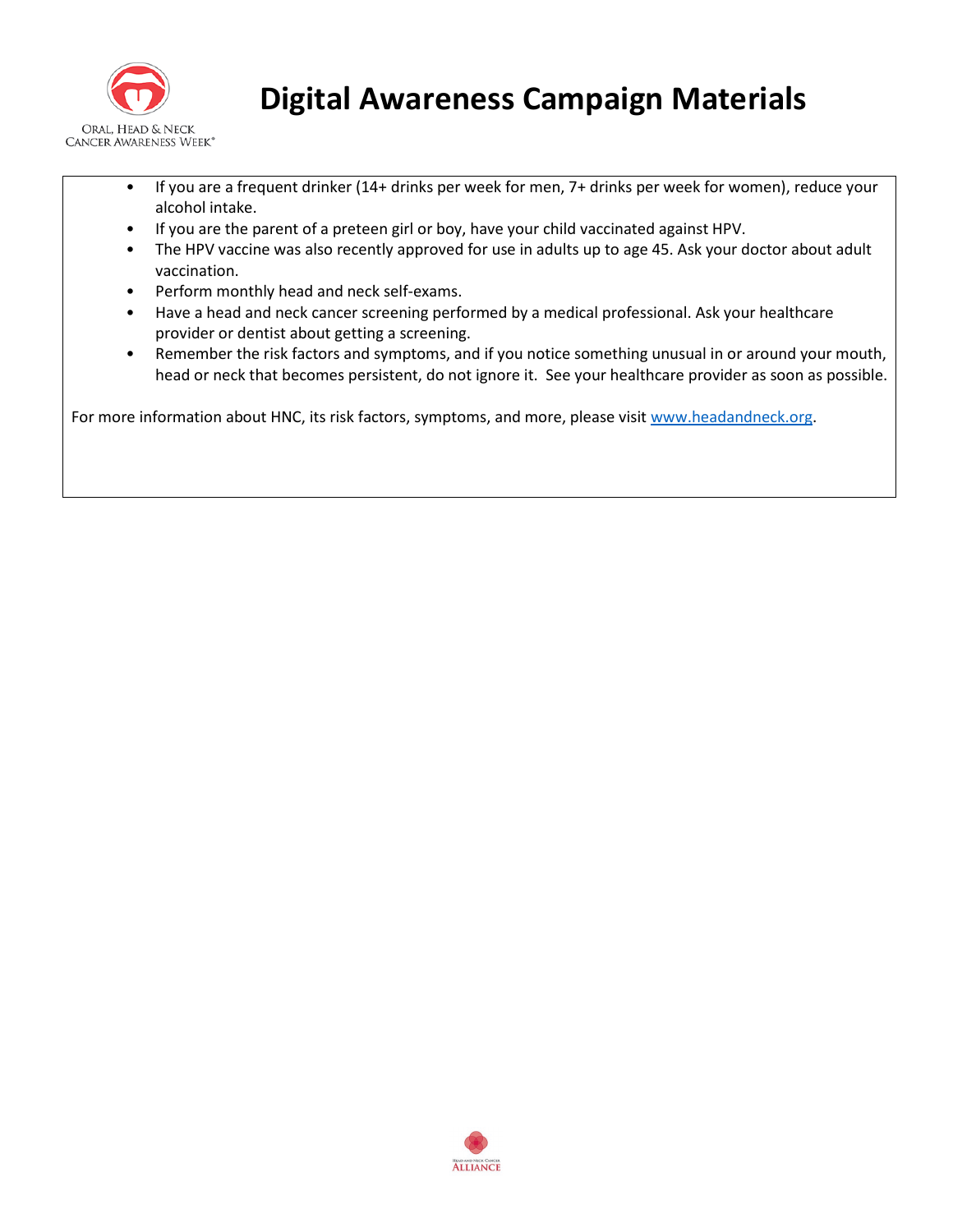# Digital Awareness Campaign Materials

- If you are a frequent drinker (14+ drinks per week for men, 7+ drinks per week for women), reduce your alcohol intake.
- If you are the parent of a preteen girl or boy, have your child vaccinated against HPV.
- The HPV vaccine was also recently approved for use in adults up to age 45. Ask your doctor about adult vaccination.
- Perform monthly head and neck self-exams.
- Have a head and neck cancer screening performed by a medical professional. Ask your healthcare provider or dentist about getting a screening.
- Remember the risk factors and symptoms, and if you notice something unusual in or around your mouth, head or neck that becomes persistent, do not ignore it. See your healthcare provider as soon as possible.

For more information about HNC, its risk factors, symptoms, and more, please visit [www.headandneck.org](http://www.headandneck.org).